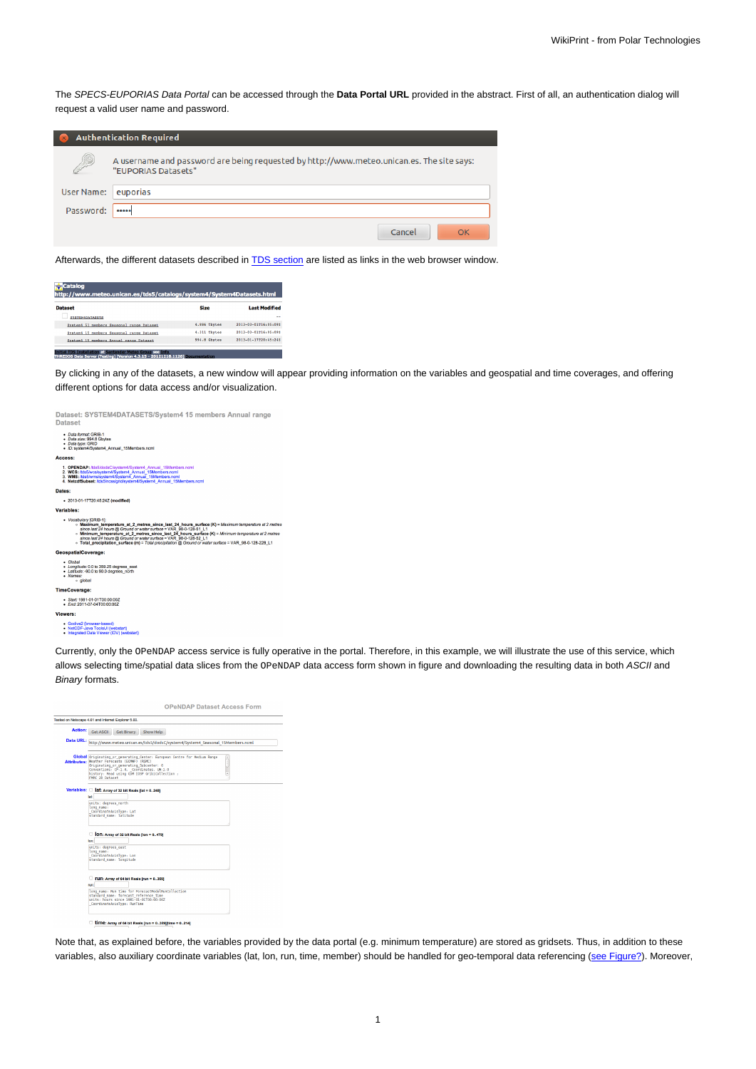The *SPECS-EUPORIAS Data Portal* can be accessed through the **Data Portal URL** provided in the abstract. First of all, an authentication dialog will request a valid user name and password.

Afterwards, the different datasets described in TDS section are listed as links in the web browser window.

By clicking in any of the datasets, a new window will appear providing information on the variables and geospatial and time coverages, and offering different options for data access and/or visualization.

Currently, only the `OPeNDAP` access service is fully operative in the portal. Therefore, in this example, we will illustrate the use of this service, which allows selecting time/spatial data slices from the `OPeNDAP` data access form shown in figure and downloading the resulting data in both *ASCII* and *Binary* formats.

Note that, as explained before, the variables provided by the data portal (e.g. minimum temperature) are stored as gridsets. Thus, in addition to these variables, also auxiliary coordinate variables (lat, lon, run, time, member) should be handled for geo-temporal data referencing (see Figure?). Moreover,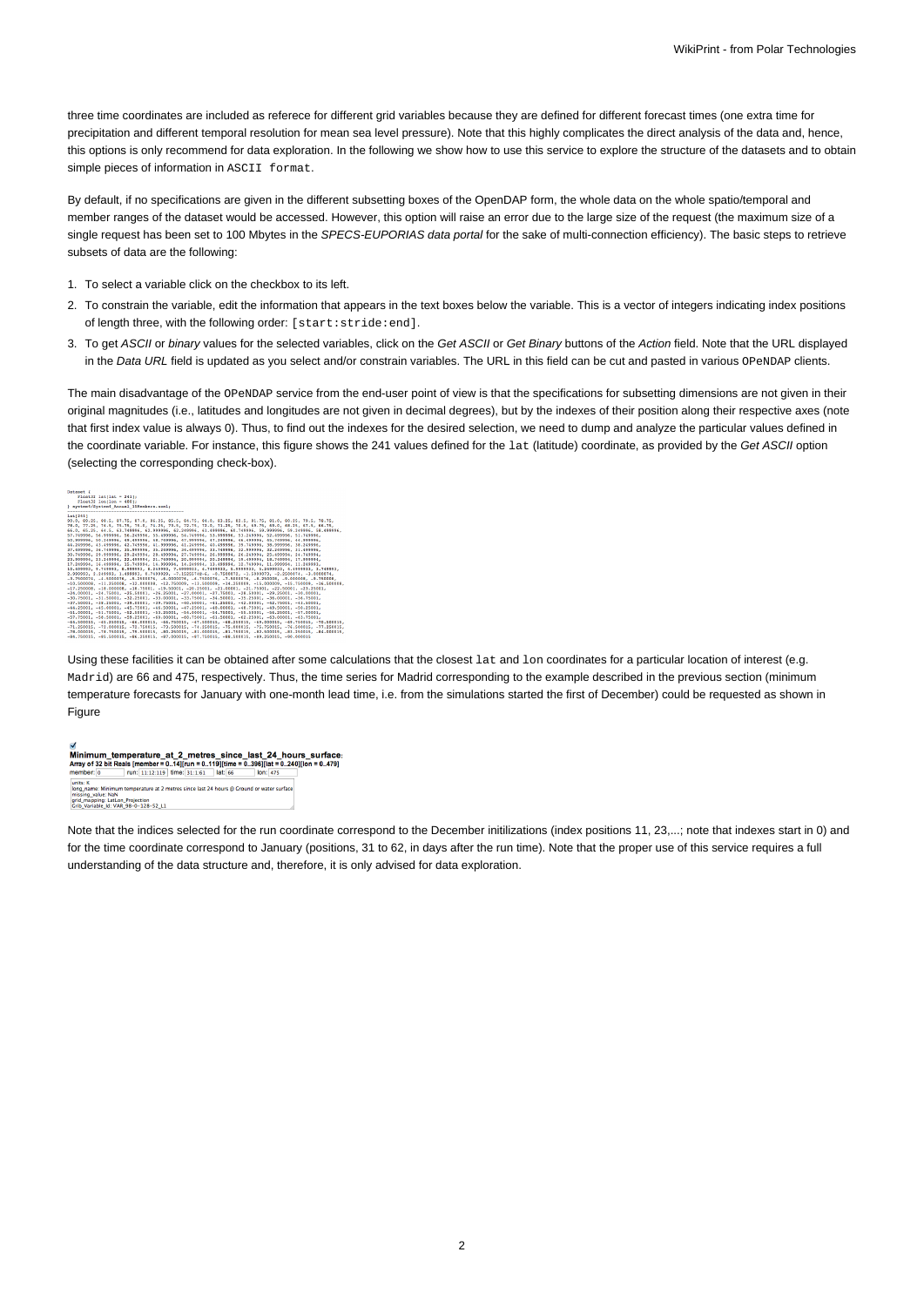three time coordinates are included as referece for different grid variables because they are defined for different forecast times (one extra time for precipitation and different temporal resolution for mean sea level pressure). Note that this highly complicates the direct analysis of the data and, hence, this options is only recommend for data exploration. In the following we show how to use this service to explore the structure of the datasets and to obtain simple pieces of information in `ASCII format`.

By default, if no specifications are given in the different subsetting boxes of the OpenDAP form, the whole data on the whole spatio/temporal and member ranges of the dataset would be accessed. However, this option will raise an error due to the large size of the request (the maximum size of a single request has been set to 100 Mbytes in the *SPECS-EUPORIAS data portal* for the sake of multi-connection efficiency). The basic steps to retrieve subsets of data are the following:

1. To select a variable click on the checkbox to its left.
2. To constrain the variable, edit the information that appears in the text boxes below the variable. This is a vector of integers indicating index positions of length three, with the following order: `[start:stride:end]`.
3. To get *ASCII* or *binary* values for the selected variables, click on the *Get ASCII* or *Get Binary* buttons of the *Action* field. Note that the URL displayed in the *Data URL* field is updated as you select and/or constrain variables. The URL in this field can be cut and pasted in various `OPeNDAP` clients.

The main disadvantage of the `OPeNDAP` service from the end-user point of view is that the specifications for subsetting dimensions are not given in their original magnitudes (i.e., latitudes and longitudes are not given in decimal degrees), but by the indexes of their position along their respective axes (note that first index value is always 0). Thus, to find out the indexes for the desired selection, we need to dump and analyze the particular values defined in the coordinate variable. For instance, this figure shows the 241 values defined for the `lat` (latitude) coordinate, as provided by the *Get ASCII* option (selecting the corresponding check-box).

Using these facilities it can be obtained after some calculations that the closest `lat` and `lon` coordinates for a particular location of interest (e.g. `Madrid`) are 66 and 475, respectively. Thus, the time series for Madrid corresponding to the example described in the previous section (minimum temperature forecasts for January with one-month lead time, i.e. from the simulations started the first of December) could be requested as shown in Figure

Note that the indices selected for the run coordinate correspond to the December initilizations (index positions 11, 23,...; note that indexes start in 0) and for the time coordinate correspond to January (positions, 31 to 62, in days after the run time). Note that the proper use of this service requires a full understanding of the data structure and, therefore, it is only advised for data exploration.